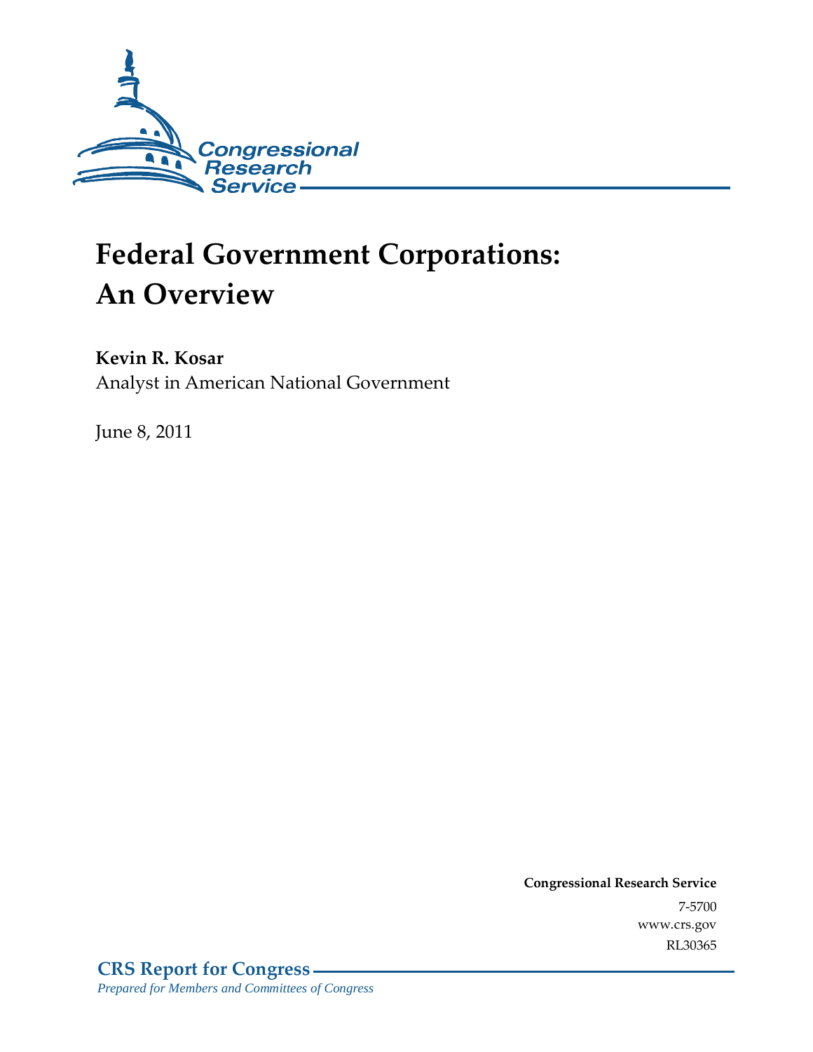Congressional Research Service

# Federal Government Corporations: An Overview

**Kevin R. Kosar**
Analyst in American National Government

June 8, 2011

**Congressional Research Service**
7-5700
www.crs.gov
RL30365

**CRS Report for Congress**
*Prepared for Members and Committees of Congress*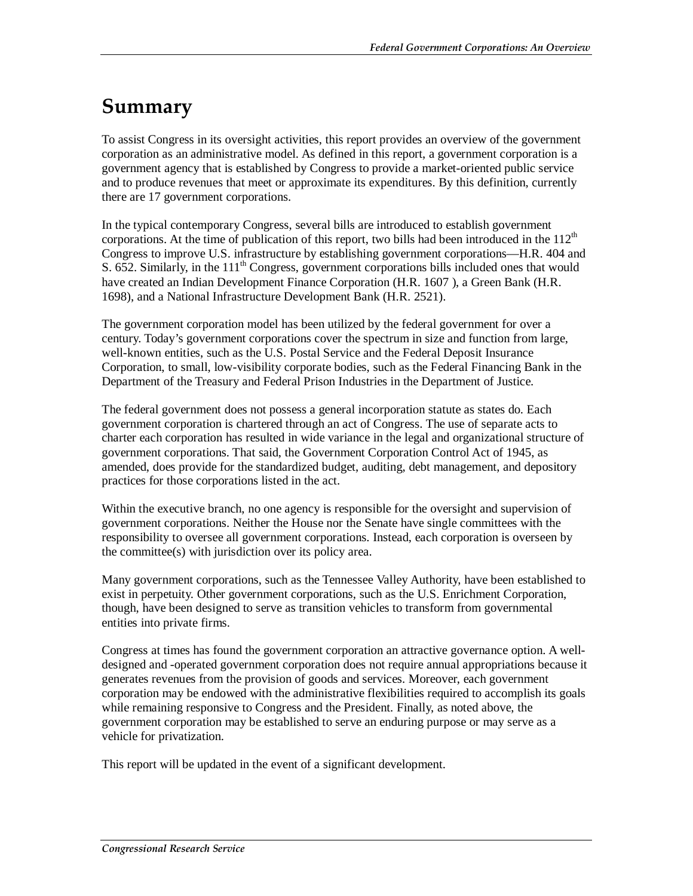# Summary

To assist Congress in its oversight activities, this report provides an overview of the government corporation as an administrative model. As defined in this report, a government corporation is a government agency that is established by Congress to provide a market-oriented public service and to produce revenues that meet or approximate its expenditures. By this definition, currently there are 17 government corporations.

In the typical contemporary Congress, several bills are introduced to establish government corporations. At the time of publication of this report, two bills had been introduced in the 112th Congress to improve U.S. infrastructure by establishing government corporations—H.R. 404 and S. 652. Similarly, in the 111th Congress, government corporations bills included ones that would have created an Indian Development Finance Corporation (H.R. 1607 ), a Green Bank (H.R. 1698), and a National Infrastructure Development Bank (H.R. 2521).

The government corporation model has been utilized by the federal government for over a century. Today's government corporations cover the spectrum in size and function from large, well-known entities, such as the U.S. Postal Service and the Federal Deposit Insurance Corporation, to small, low-visibility corporate bodies, such as the Federal Financing Bank in the Department of the Treasury and Federal Prison Industries in the Department of Justice.

The federal government does not possess a general incorporation statute as states do. Each government corporation is chartered through an act of Congress. The use of separate acts to charter each corporation has resulted in wide variance in the legal and organizational structure of government corporations. That said, the Government Corporation Control Act of 1945, as amended, does provide for the standardized budget, auditing, debt management, and depository practices for those corporations listed in the act.

Within the executive branch, no one agency is responsible for the oversight and supervision of government corporations. Neither the House nor the Senate have single committees with the responsibility to oversee all government corporations. Instead, each corporation is overseen by the committee(s) with jurisdiction over its policy area.

Many government corporations, such as the Tennessee Valley Authority, have been established to exist in perpetuity. Other government corporations, such as the U.S. Enrichment Corporation, though, have been designed to serve as transition vehicles to transform from governmental entities into private firms.

Congress at times has found the government corporation an attractive governance option. A well-designed and -operated government corporation does not require annual appropriations because it generates revenues from the provision of goods and services. Moreover, each government corporation may be endowed with the administrative flexibilities required to accomplish its goals while remaining responsive to Congress and the President. Finally, as noted above, the government corporation may be established to serve an enduring purpose or may serve as a vehicle for privatization.

This report will be updated in the event of a significant development.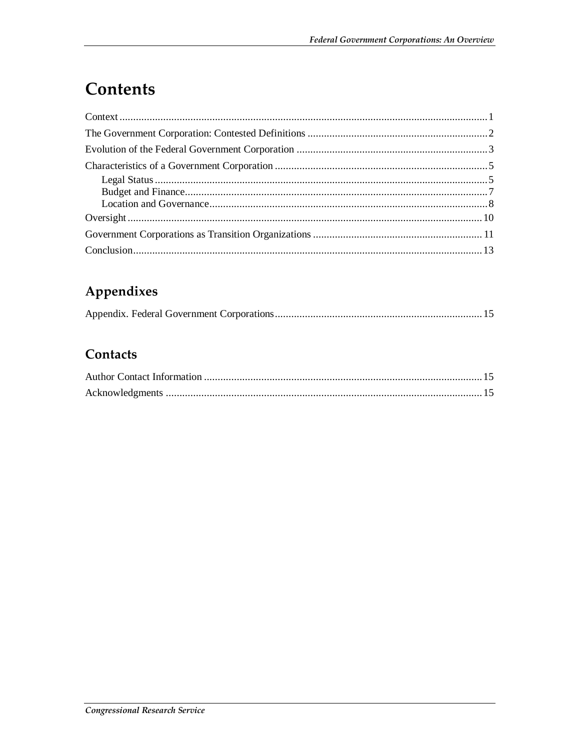# Contents

Context ....................................................................................................................................... 1

The Government Corporation: Contested Definitions ..................................................................... 2

Evolution of the Federal Government Corporation ......................................................................... 3

Characteristics of a Government Corporation ................................................................................. 5

- Legal Status .............................................................................................................................. 5
- Budget and Finance .................................................................................................................. 7
- Location and Governance ......................................................................................................... 8

Oversight ........................................................................................................................................ 10

Government Corporations as Transition Organizations ................................................................. 11

Conclusion ...................................................................................................................................... 13

## Appendixes

Appendix. Federal Government Corporations ................................................................................ 15

## Contacts

Author Contact Information ........................................................................................................... 15

Acknowledgments .......................................................................................................................... 15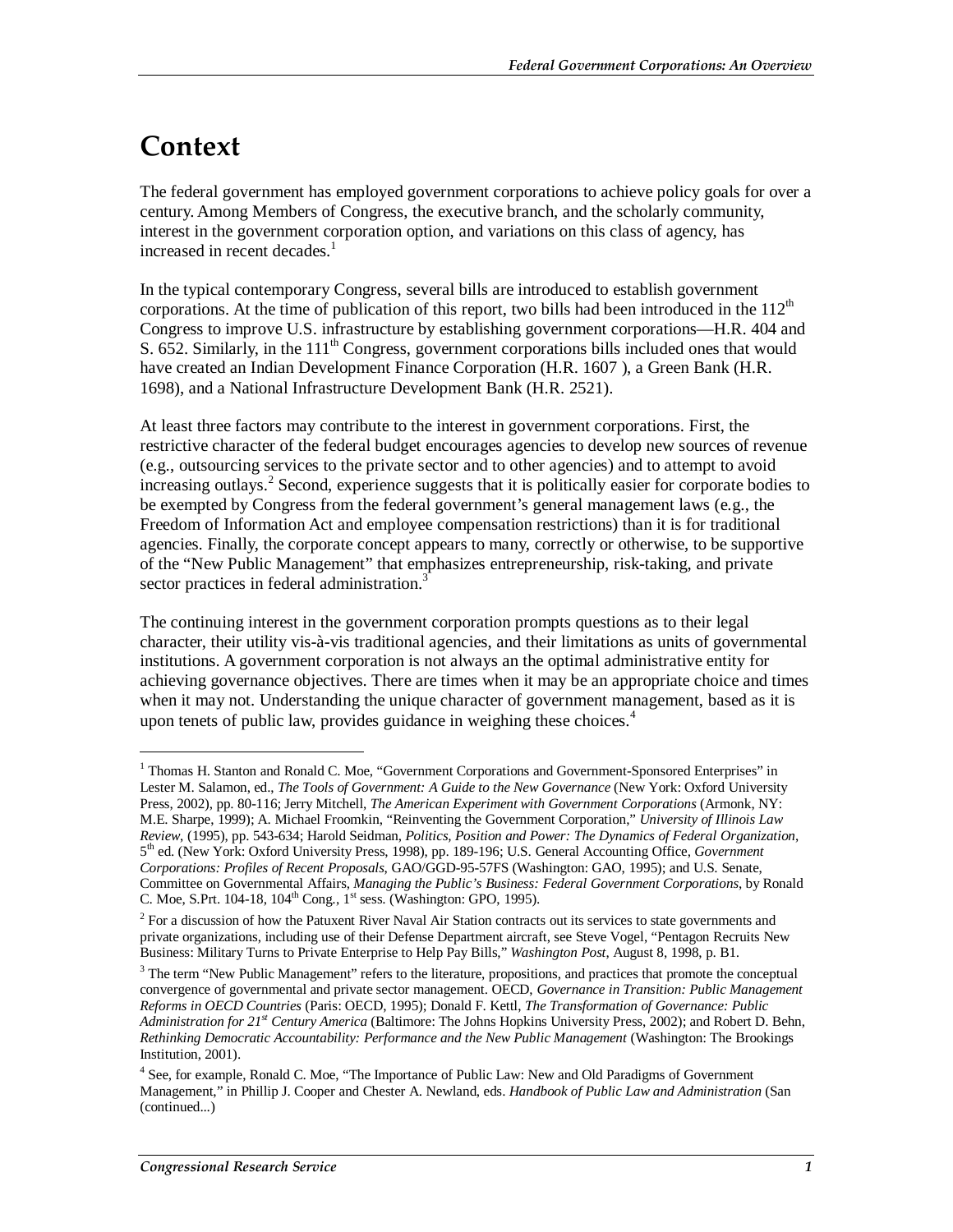# Context

The federal government has employed government corporations to achieve policy goals for over a century. Among Members of Congress, the executive branch, and the scholarly community, interest in the government corporation option, and variations on this class of agency, has increased in recent decades.[1]

In the typical contemporary Congress, several bills are introduced to establish government corporations. At the time of publication of this report, two bills had been introduced in the 112th Congress to improve U.S. infrastructure by establishing government corporations—H.R. 404 and S. 652. Similarly, in the 111th Congress, government corporations bills included ones that would have created an Indian Development Finance Corporation (H.R. 1607 ), a Green Bank (H.R. 1698), and a National Infrastructure Development Bank (H.R. 2521).

At least three factors may contribute to the interest in government corporations. First, the restrictive character of the federal budget encourages agencies to develop new sources of revenue (e.g., outsourcing services to the private sector and to other agencies) and to attempt to avoid increasing outlays.[2] Second, experience suggests that it is politically easier for corporate bodies to be exempted by Congress from the federal government's general management laws (e.g., the Freedom of Information Act and employee compensation restrictions) than it is for traditional agencies. Finally, the corporate concept appears to many, correctly or otherwise, to be supportive of the "New Public Management" that emphasizes entrepreneurship, risk-taking, and private sector practices in federal administration.[3]

The continuing interest in the government corporation prompts questions as to their legal character, their utility vis-à-vis traditional agencies, and their limitations as units of governmental institutions. A government corporation is not always an the optimal administrative entity for achieving governance objectives. There are times when it may be an appropriate choice and times when it may not. Understanding the unique character of government management, based as it is upon tenets of public law, provides guidance in weighing these choices.[4]

---

[1] Thomas H. Stanton and Ronald C. Moe, "Government Corporations and Government-Sponsored Enterprises" in Lester M. Salamon, ed., *The Tools of Government: A Guide to the New Governance* (New York: Oxford University Press, 2002), pp. 80-116; Jerry Mitchell, *The American Experiment with Government Corporations* (Armonk, NY: M.E. Sharpe, 1999); A. Michael Froomkin, "Reinventing the Government Corporation," *University of Illinois Law Review*, (1995), pp. 543-634; Harold Seidman, *Politics, Position and Power: The Dynamics of Federal Organization*, 5th ed. (New York: Oxford University Press, 1998), pp. 189-196; U.S. General Accounting Office, *Government Corporations: Profiles of Recent Proposals*, GAO/GGD-95-57FS (Washington: GAO, 1995); and U.S. Senate, Committee on Governmental Affairs, *Managing the Public's Business: Federal Government Corporations*, by Ronald C. Moe, S.Prt. 104-18, 104th Cong., 1st sess. (Washington: GPO, 1995).

[2] For a discussion of how the Patuxent River Naval Air Station contracts out its services to state governments and private organizations, including use of their Defense Department aircraft, see Steve Vogel, "Pentagon Recruits New Business: Military Turns to Private Enterprise to Help Pay Bills," *Washington Post*, August 8, 1998, p. B1.

[3] The term "New Public Management" refers to the literature, propositions, and practices that promote the conceptual convergence of governmental and private sector management. OECD, *Governance in Transition: Public Management Reforms in OECD Countries* (Paris: OECD, 1995); Donald F. Kettl, *The Transformation of Governance: Public Administration for 21st Century America* (Baltimore: The Johns Hopkins University Press, 2002); and Robert D. Behn, *Rethinking Democratic Accountability: Performance and the New Public Management* (Washington: The Brookings Institution, 2001).

[4] See, for example, Ronald C. Moe, "The Importance of Public Law: New and Old Paradigms of Government Management," in Phillip J. Cooper and Chester A. Newland, eds. *Handbook of Public Law and Administration* (San (continued...)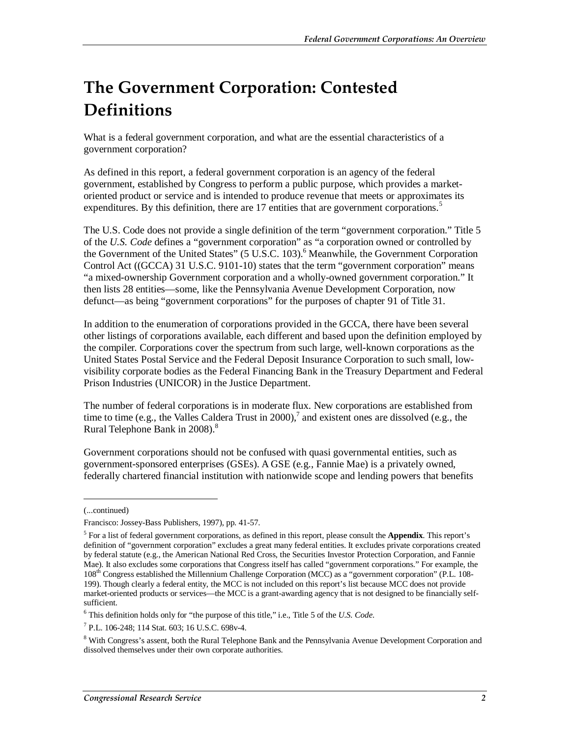# The Government Corporation: Contested Definitions

What is a federal government corporation, and what are the essential characteristics of a government corporation?

As defined in this report, a federal government corporation is an agency of the federal government, established by Congress to perform a public purpose, which provides a market-oriented product or service and is intended to produce revenue that meets or approximates its expenditures. By this definition, there are 17 entities that are government corporations.[5]

The U.S. Code does not provide a single definition of the term "government corporation." Title 5 of the *U.S. Code* defines a "government corporation" as "a corporation owned or controlled by the Government of the United States" (5 U.S.C. 103).[6] Meanwhile, the Government Corporation Control Act ((GCCA) 31 U.S.C. 9101-10) states that the term "government corporation" means "a mixed-ownership Government corporation and a wholly-owned government corporation." It then lists 28 entities—some, like the Pennsylvania Avenue Development Corporation, now defunct—as being "government corporations" for the purposes of chapter 91 of Title 31.

In addition to the enumeration of corporations provided in the GCCA, there have been several other listings of corporations available, each different and based upon the definition employed by the compiler. Corporations cover the spectrum from such large, well-known corporations as the United States Postal Service and the Federal Deposit Insurance Corporation to such small, low-visibility corporate bodies as the Federal Financing Bank in the Treasury Department and Federal Prison Industries (UNICOR) in the Justice Department.

The number of federal corporations is in moderate flux. New corporations are established from time to time (e.g., the Valles Caldera Trust in 2000),[7] and existent ones are dissolved (e.g., the Rural Telephone Bank in 2008).[8]

Government corporations should not be confused with quasi governmental entities, such as government-sponsored enterprises (GSEs). A GSE (e.g., Fannie Mae) is a privately owned, federally chartered financial institution with nationwide scope and lending powers that benefits

---

(...continued)

Francisco: Jossey-Bass Publishers, 1997), pp. 41-57.

[5] For a list of federal government corporations, as defined in this report, please consult the **Appendix**. This report's definition of "government corporation" excludes a great many federal entities. It excludes private corporations created by federal statute (e.g., the American National Red Cross, the Securities Investor Protection Corporation, and Fannie Mae). It also excludes some corporations that Congress itself has called "government corporations." For example, the 108th Congress established the Millennium Challenge Corporation (MCC) as a "government corporation" (P.L. 108-199). Though clearly a federal entity, the MCC is not included on this report's list because MCC does not provide market-oriented products or services—the MCC is a grant-awarding agency that is not designed to be financially self-sufficient.

[6] This definition holds only for "the purpose of this title," i.e., Title 5 of the *U.S. Code*.

[7] P.L. 106-248; 114 Stat. 603; 16 U.S.C. 698v-4.

[8] With Congress's assent, both the Rural Telephone Bank and the Pennsylvania Avenue Development Corporation and dissolved themselves under their own corporate authorities.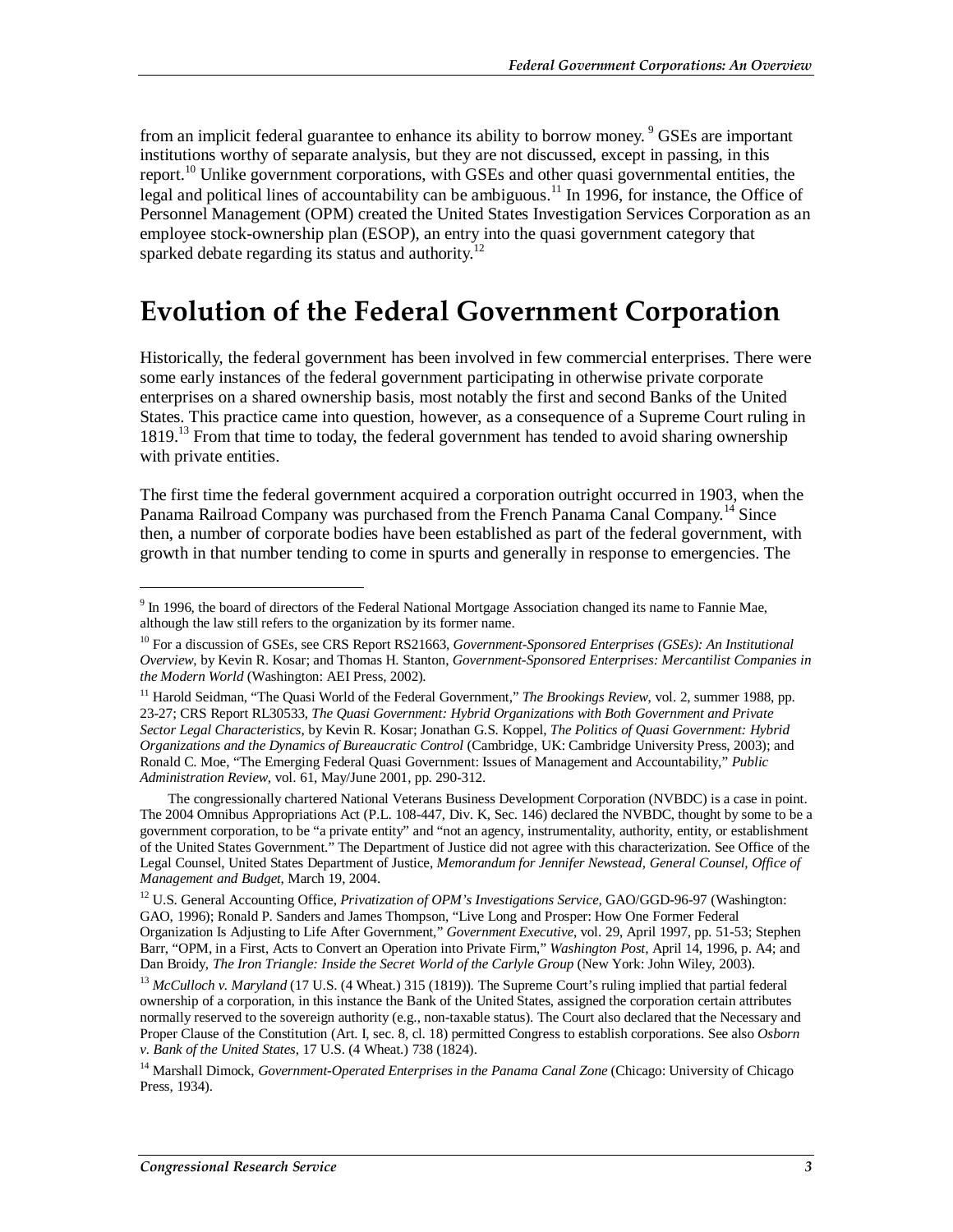from an implicit federal guarantee to enhance its ability to borrow money. [9] GSEs are important institutions worthy of separate analysis, but they are not discussed, except in passing, in this report.[10] Unlike government corporations, with GSEs and other quasi governmental entities, the legal and political lines of accountability can be ambiguous.[11] In 1996, for instance, the Office of Personnel Management (OPM) created the United States Investigation Services Corporation as an employee stock-ownership plan (ESOP), an entry into the quasi government category that sparked debate regarding its status and authority.[12]

# Evolution of the Federal Government Corporation

Historically, the federal government has been involved in few commercial enterprises. There were some early instances of the federal government participating in otherwise private corporate enterprises on a shared ownership basis, most notably the first and second Banks of the United States. This practice came into question, however, as a consequence of a Supreme Court ruling in 1819.[13] From that time to today, the federal government has tended to avoid sharing ownership with private entities.

The first time the federal government acquired a corporation outright occurred in 1903, when the Panama Railroad Company was purchased from the French Panama Canal Company.[14] Since then, a number of corporate bodies have been established as part of the federal government, with growth in that number tending to come in spurts and generally in response to emergencies. The

---

[9] In 1996, the board of directors of the Federal National Mortgage Association changed its name to Fannie Mae, although the law still refers to the organization by its former name.

[10] For a discussion of GSEs, see CRS Report RS21663, *Government-Sponsored Enterprises (GSEs): An Institutional Overview*, by Kevin R. Kosar; and Thomas H. Stanton, *Government-Sponsored Enterprises: Mercantilist Companies in the Modern World* (Washington: AEI Press, 2002).

[11] Harold Seidman, "The Quasi World of the Federal Government," *The Brookings Review*, vol. 2, summer 1988, pp. 23-27; CRS Report RL30533, *The Quasi Government: Hybrid Organizations with Both Government and Private Sector Legal Characteristics*, by Kevin R. Kosar; Jonathan G.S. Koppel, *The Politics of Quasi Government: Hybrid Organizations and the Dynamics of Bureaucratic Control* (Cambridge, UK: Cambridge University Press, 2003); and Ronald C. Moe, "The Emerging Federal Quasi Government: Issues of Management and Accountability," *Public Administration Review*, vol. 61, May/June 2001, pp. 290-312.

The congressionally chartered National Veterans Business Development Corporation (NVBDC) is a case in point. The 2004 Omnibus Appropriations Act (P.L. 108-447, Div. K, Sec. 146) declared the NVBDC, thought by some to be a government corporation, to be "a private entity" and "not an agency, instrumentality, authority, entity, or establishment of the United States Government." The Department of Justice did not agree with this characterization. See Office of the Legal Counsel, United States Department of Justice, *Memorandum for Jennifer Newstead, General Counsel, Office of Management and Budget*, March 19, 2004.

[12] U.S. General Accounting Office, *Privatization of OPM's Investigations Service*, GAO/GGD-96-97 (Washington: GAO, 1996); Ronald P. Sanders and James Thompson, "Live Long and Prosper: How One Former Federal Organization Is Adjusting to Life After Government," *Government Executive*, vol. 29, April 1997, pp. 51-53; Stephen Barr, "OPM, in a First, Acts to Convert an Operation into Private Firm," *Washington Post*, April 14, 1996, p. A4; and Dan Broidy, *The Iron Triangle: Inside the Secret World of the Carlyle Group* (New York: John Wiley, 2003).

[13] *McCulloch v. Maryland* (17 U.S. (4 Wheat.) 315 (1819)). The Supreme Court's ruling implied that partial federal ownership of a corporation, in this instance the Bank of the United States, assigned the corporation certain attributes normally reserved to the sovereign authority (e.g., non-taxable status). The Court also declared that the Necessary and Proper Clause of the Constitution (Art. I, sec. 8, cl. 18) permitted Congress to establish corporations. See also *Osborn v. Bank of the United States*, 17 U.S. (4 Wheat.) 738 (1824).

[14] Marshall Dimock, *Government-Operated Enterprises in the Panama Canal Zone* (Chicago: University of Chicago Press, 1934).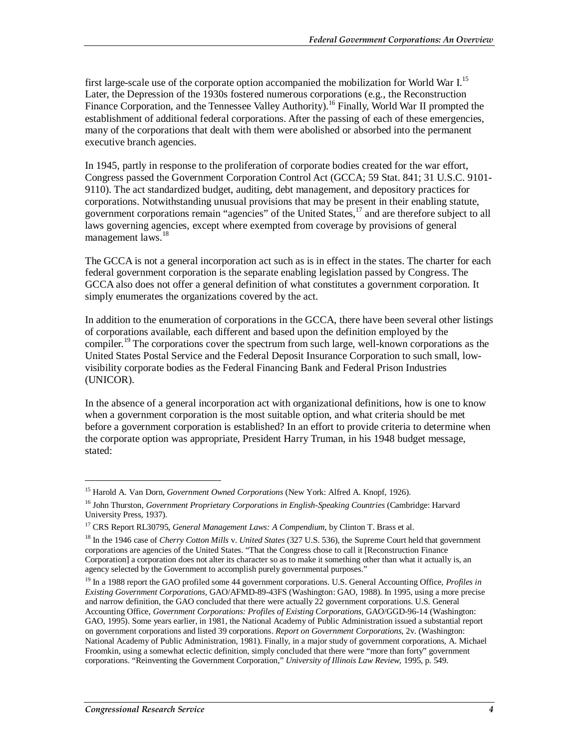first large-scale use of the corporate option accompanied the mobilization for World War I.[15] Later, the Depression of the 1930s fostered numerous corporations (e.g., the Reconstruction Finance Corporation, and the Tennessee Valley Authority).[16] Finally, World War II prompted the establishment of additional federal corporations. After the passing of each of these emergencies, many of the corporations that dealt with them were abolished or absorbed into the permanent executive branch agencies.

In 1945, partly in response to the proliferation of corporate bodies created for the war effort, Congress passed the Government Corporation Control Act (GCCA; 59 Stat. 841; 31 U.S.C. 9101-9110). The act standardized budget, auditing, debt management, and depository practices for corporations. Notwithstanding unusual provisions that may be present in their enabling statute, government corporations remain "agencies" of the United States,[17] and are therefore subject to all laws governing agencies, except where exempted from coverage by provisions of general management laws.[18]

The GCCA is not a general incorporation act such as is in effect in the states. The charter for each federal government corporation is the separate enabling legislation passed by Congress. The GCCA also does not offer a general definition of what constitutes a government corporation. It simply enumerates the organizations covered by the act.

In addition to the enumeration of corporations in the GCCA, there have been several other listings of corporations available, each different and based upon the definition employed by the compiler.[19] The corporations cover the spectrum from such large, well-known corporations as the United States Postal Service and the Federal Deposit Insurance Corporation to such small, low-visibility corporate bodies as the Federal Financing Bank and Federal Prison Industries (UNICOR).

In the absence of a general incorporation act with organizational definitions, how is one to know when a government corporation is the most suitable option, and what criteria should be met before a government corporation is established? In an effort to provide criteria to determine when the corporate option was appropriate, President Harry Truman, in his 1948 budget message, stated:

---

[15] Harold A. Van Dorn, *Government Owned Corporations* (New York: Alfred A. Knopf, 1926).

[16] John Thurston, *Government Proprietary Corporations in English-Speaking Countries* (Cambridge: Harvard University Press, 1937).

[17] CRS Report RL30795, *General Management Laws: A Compendium*, by Clinton T. Brass et al.

[18] In the 1946 case of *Cherry Cotton Mills* v. *United States* (327 U.S. 536), the Supreme Court held that government corporations are agencies of the United States. "That the Congress chose to call it [Reconstruction Finance Corporation] a corporation does not alter its character so as to make it something other than what it actually is, an agency selected by the Government to accomplish purely governmental purposes."

[19] In a 1988 report the GAO profiled some 44 government corporations. U.S. General Accounting Office, *Profiles in Existing Government Corporations*, GAO/AFMD-89-43FS (Washington: GAO, 1988). In 1995, using a more precise and narrow definition, the GAO concluded that there were actually 22 government corporations. U.S. General Accounting Office, *Government Corporations: Profiles of Existing Corporations*, GAO/GGD-96-14 (Washington: GAO, 1995). Some years earlier, in 1981, the National Academy of Public Administration issued a substantial report on government corporations and listed 39 corporations. *Report on Government Corporations*, 2v. (Washington: National Academy of Public Administration, 1981). Finally, in a major study of government corporations, A. Michael Froomkin, using a somewhat eclectic definition, simply concluded that there were "more than forty" government corporations. "Reinventing the Government Corporation," *University of Illinois Law Review*, 1995, p. 549.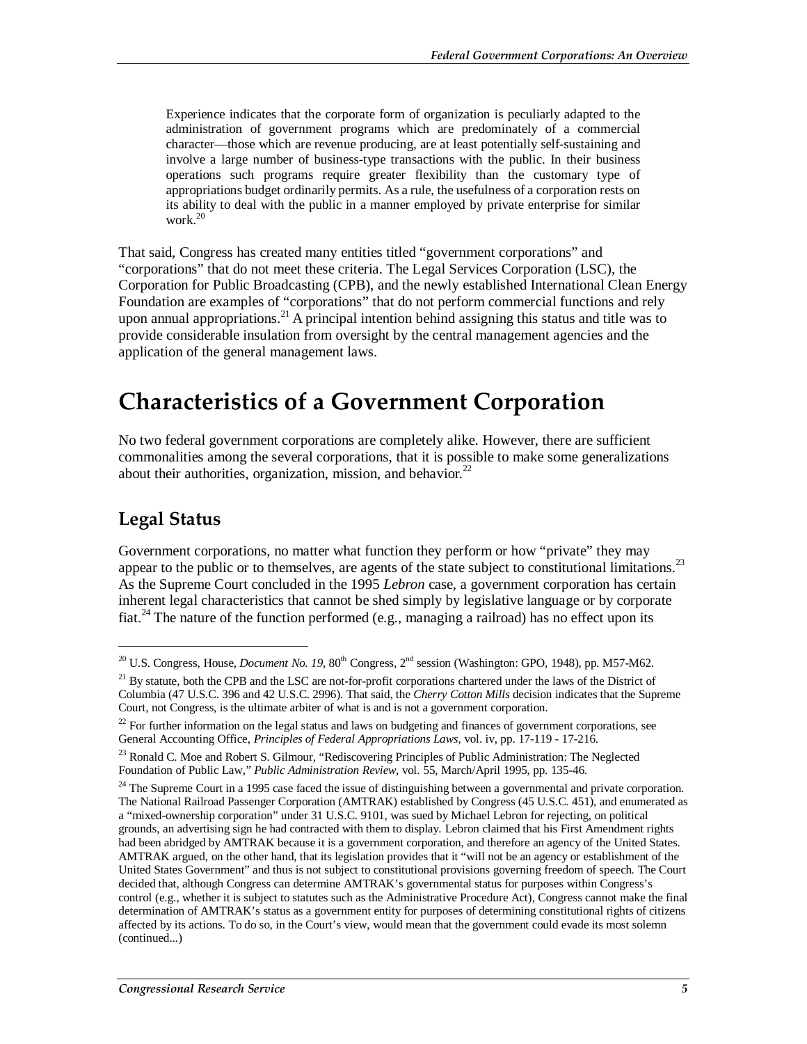> Experience indicates that the corporate form of organization is peculiarly adapted to the administration of government programs which are predominately of a commercial character—those which are revenue producing, are at least potentially self-sustaining and involve a large number of business-type transactions with the public. In their business operations such programs require greater flexibility than the customary type of appropriations budget ordinarily permits. As a rule, the usefulness of a corporation rests on its ability to deal with the public in a manner employed by private enterprise for similar work.[20]

That said, Congress has created many entities titled "government corporations" and "corporations" that do not meet these criteria. The Legal Services Corporation (LSC), the Corporation for Public Broadcasting (CPB), and the newly established International Clean Energy Foundation are examples of "corporations" that do not perform commercial functions and rely upon annual appropriations.[21] A principal intention behind assigning this status and title was to provide considerable insulation from oversight by the central management agencies and the application of the general management laws.

# Characteristics of a Government Corporation

No two federal government corporations are completely alike. However, there are sufficient commonalities among the several corporations, that it is possible to make some generalizations about their authorities, organization, mission, and behavior.[22]

## Legal Status

Government corporations, no matter what function they perform or how "private" they may appear to the public or to themselves, are agents of the state subject to constitutional limitations.[23] As the Supreme Court concluded in the 1995 *Lebron* case, a government corporation has certain inherent legal characteristics that cannot be shed simply by legislative language or by corporate fiat.[24] The nature of the function performed (e.g., managing a railroad) has no effect upon its

---

[20] U.S. Congress, House, *Document No. 19*, 80th Congress, 2nd session (Washington: GPO, 1948), pp. M57-M62.

[21] By statute, both the CPB and the LSC are not-for-profit corporations chartered under the laws of the District of Columbia (47 U.S.C. 396 and 42 U.S.C. 2996). That said, the *Cherry Cotton Mills* decision indicates that the Supreme Court, not Congress, is the ultimate arbiter of what is and is not a government corporation.

[22] For further information on the legal status and laws on budgeting and finances of government corporations, see General Accounting Office, *Principles of Federal Appropriations Laws*, vol. iv, pp. 17-119 - 17-216.

[23] Ronald C. Moe and Robert S. Gilmour, "Rediscovering Principles of Public Administration: The Neglected Foundation of Public Law," *Public Administration Review*, vol. 55, March/April 1995, pp. 135-46.

[24] The Supreme Court in a 1995 case faced the issue of distinguishing between a governmental and private corporation. The National Railroad Passenger Corporation (AMTRAK) established by Congress (45 U.S.C. 451), and enumerated as a "mixed-ownership corporation" under 31 U.S.C. 9101, was sued by Michael Lebron for rejecting, on political grounds, an advertising sign he had contracted with them to display. Lebron claimed that his First Amendment rights had been abridged by AMTRAK because it is a government corporation, and therefore an agency of the United States. AMTRAK argued, on the other hand, that its legislation provides that it "will not be an agency or establishment of the United States Government" and thus is not subject to constitutional provisions governing freedom of speech. The Court decided that, although Congress can determine AMTRAK's governmental status for purposes within Congress's control (e.g., whether it is subject to statutes such as the Administrative Procedure Act), Congress cannot make the final determination of AMTRAK's status as a government entity for purposes of determining constitutional rights of citizens affected by its actions. To do so, in the Court's view, would mean that the government could evade its most solemn (continued...)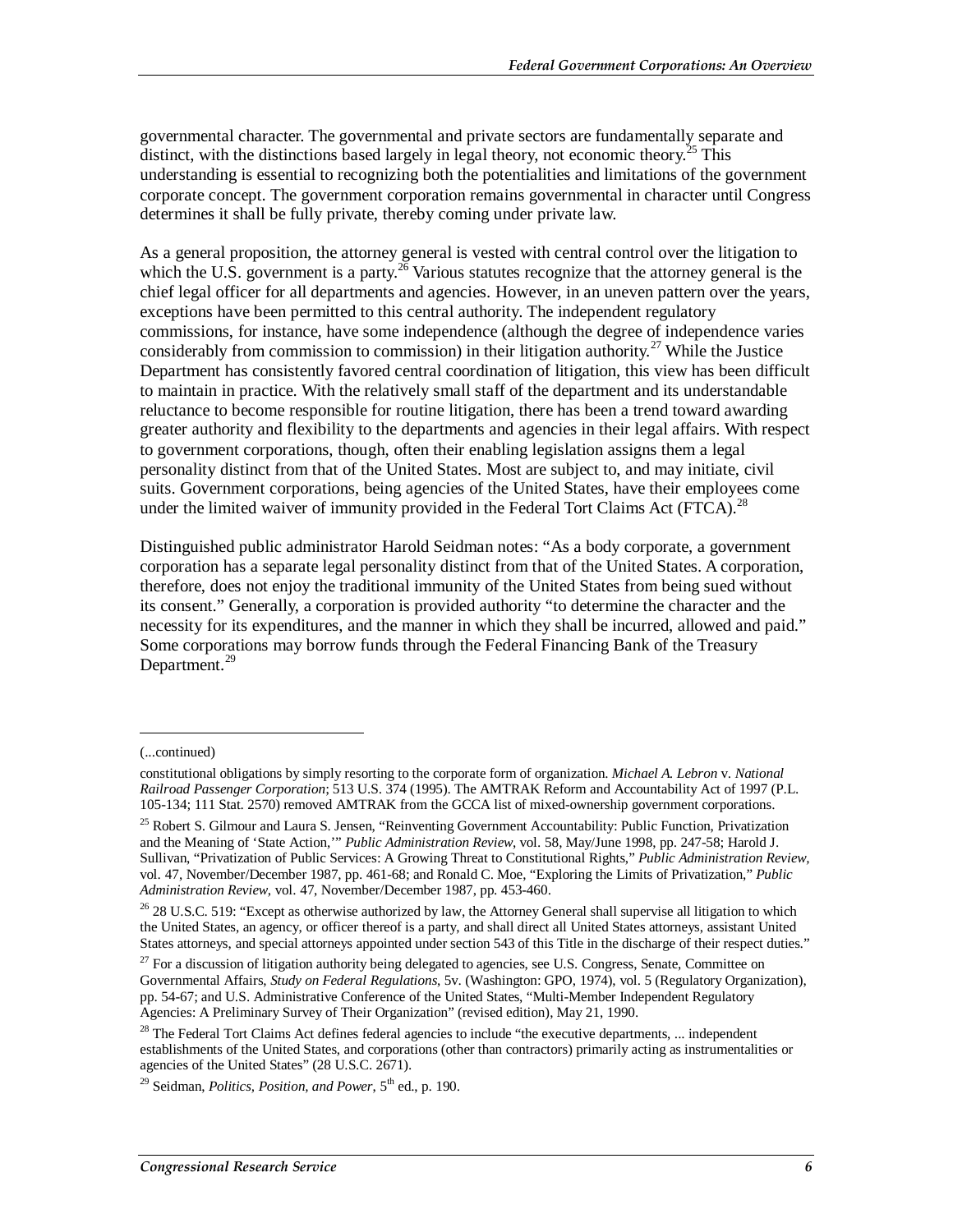governmental character. The governmental and private sectors are fundamentally separate and distinct, with the distinctions based largely in legal theory, not economic theory.[25] This understanding is essential to recognizing both the potentialities and limitations of the government corporate concept. The government corporation remains governmental in character until Congress determines it shall be fully private, thereby coming under private law.

As a general proposition, the attorney general is vested with central control over the litigation to which the U.S. government is a party.[26] Various statutes recognize that the attorney general is the chief legal officer for all departments and agencies. However, in an uneven pattern over the years, exceptions have been permitted to this central authority. The independent regulatory commissions, for instance, have some independence (although the degree of independence varies considerably from commission to commission) in their litigation authority.[27] While the Justice Department has consistently favored central coordination of litigation, this view has been difficult to maintain in practice. With the relatively small staff of the department and its understandable reluctance to become responsible for routine litigation, there has been a trend toward awarding greater authority and flexibility to the departments and agencies in their legal affairs. With respect to government corporations, though, often their enabling legislation assigns them a legal personality distinct from that of the United States. Most are subject to, and may initiate, civil suits. Government corporations, being agencies of the United States, have their employees come under the limited waiver of immunity provided in the Federal Tort Claims Act (FTCA).[28]

Distinguished public administrator Harold Seidman notes: "As a body corporate, a government corporation has a separate legal personality distinct from that of the United States. A corporation, therefore, does not enjoy the traditional immunity of the United States from being sued without its consent." Generally, a corporation is provided authority "to determine the character and the necessity for its expenditures, and the manner in which they shall be incurred, allowed and paid." Some corporations may borrow funds through the Federal Financing Bank of the Treasury Department.[29]

---

(...continued)

constitutional obligations by simply resorting to the corporate form of organization. *Michael A. Lebron* v. *National Railroad Passenger Corporation*; 513 U.S. 374 (1995). The AMTRAK Reform and Accountability Act of 1997 (P.L. 105-134; 111 Stat. 2570) removed AMTRAK from the GCCA list of mixed-ownership government corporations.

[25] Robert S. Gilmour and Laura S. Jensen, "Reinventing Government Accountability: Public Function, Privatization and the Meaning of 'State Action,'" *Public Administration Review*, vol. 58, May/June 1998, pp. 247-58; Harold J. Sullivan, "Privatization of Public Services: A Growing Threat to Constitutional Rights," *Public Administration Review*, vol. 47, November/December 1987, pp. 461-68; and Ronald C. Moe, "Exploring the Limits of Privatization," *Public Administration Review*, vol. 47, November/December 1987, pp. 453-460.

[26] 28 U.S.C. 519: "Except as otherwise authorized by law, the Attorney General shall supervise all litigation to which the United States, an agency, or officer thereof is a party, and shall direct all United States attorneys, assistant United States attorneys, and special attorneys appointed under section 543 of this Title in the discharge of their respect duties."

[27] For a discussion of litigation authority being delegated to agencies, see U.S. Congress, Senate, Committee on Governmental Affairs, *Study on Federal Regulations*, 5v. (Washington: GPO, 1974), vol. 5 (Regulatory Organization), pp. 54-67; and U.S. Administrative Conference of the United States, "Multi-Member Independent Regulatory Agencies: A Preliminary Survey of Their Organization" (revised edition), May 21, 1990.

[28] The Federal Tort Claims Act defines federal agencies to include "the executive departments, ... independent establishments of the United States, and corporations (other than contractors) primarily acting as instrumentalities or agencies of the United States" (28 U.S.C. 2671).

[29] Seidman, *Politics, Position, and Power*, 5th ed., p. 190.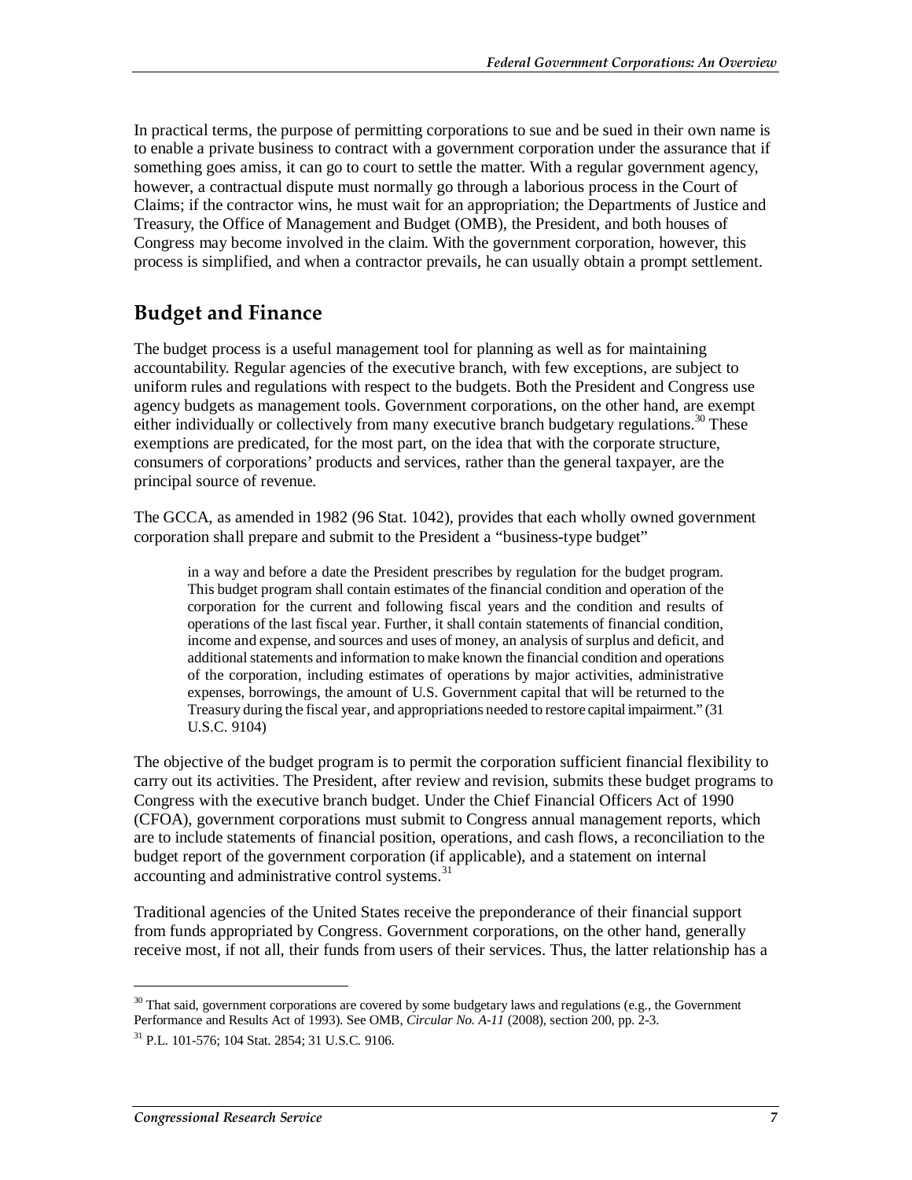In practical terms, the purpose of permitting corporations to sue and be sued in their own name is to enable a private business to contract with a government corporation under the assurance that if something goes amiss, it can go to court to settle the matter. With a regular government agency, however, a contractual dispute must normally go through a laborious process in the Court of Claims; if the contractor wins, he must wait for an appropriation; the Departments of Justice and Treasury, the Office of Management and Budget (OMB), the President, and both houses of Congress may become involved in the claim. With the government corporation, however, this process is simplified, and when a contractor prevails, he can usually obtain a prompt settlement.

## Budget and Finance

The budget process is a useful management tool for planning as well as for maintaining accountability. Regular agencies of the executive branch, with few exceptions, are subject to uniform rules and regulations with respect to the budgets. Both the President and Congress use agency budgets as management tools. Government corporations, on the other hand, are exempt either individually or collectively from many executive branch budgetary regulations.[30] These exemptions are predicated, for the most part, on the idea that with the corporate structure, consumers of corporations' products and services, rather than the general taxpayer, are the principal source of revenue.

The GCCA, as amended in 1982 (96 Stat. 1042), provides that each wholly owned government corporation shall prepare and submit to the President a "business-type budget"

> in a way and before a date the President prescribes by regulation for the budget program. This budget program shall contain estimates of the financial condition and operation of the corporation for the current and following fiscal years and the condition and results of operations of the last fiscal year. Further, it shall contain statements of financial condition, income and expense, and sources and uses of money, an analysis of surplus and deficit, and additional statements and information to make known the financial condition and operations of the corporation, including estimates of operations by major activities, administrative expenses, borrowings, the amount of U.S. Government capital that will be returned to the Treasury during the fiscal year, and appropriations needed to restore capital impairment." (31 U.S.C. 9104)

The objective of the budget program is to permit the corporation sufficient financial flexibility to carry out its activities. The President, after review and revision, submits these budget programs to Congress with the executive branch budget. Under the Chief Financial Officers Act of 1990 (CFOA), government corporations must submit to Congress annual management reports, which are to include statements of financial position, operations, and cash flows, a reconciliation to the budget report of the government corporation (if applicable), and a statement on internal accounting and administrative control systems.[31]

Traditional agencies of the United States receive the preponderance of their financial support from funds appropriated by Congress. Government corporations, on the other hand, generally receive most, if not all, their funds from users of their services. Thus, the latter relationship has a

---

[30] That said, government corporations are covered by some budgetary laws and regulations (e.g., the Government Performance and Results Act of 1993). See OMB, *Circular No. A-11* (2008), section 200, pp. 2-3.

[31] P.L. 101-576; 104 Stat. 2854; 31 U.S.C. 9106.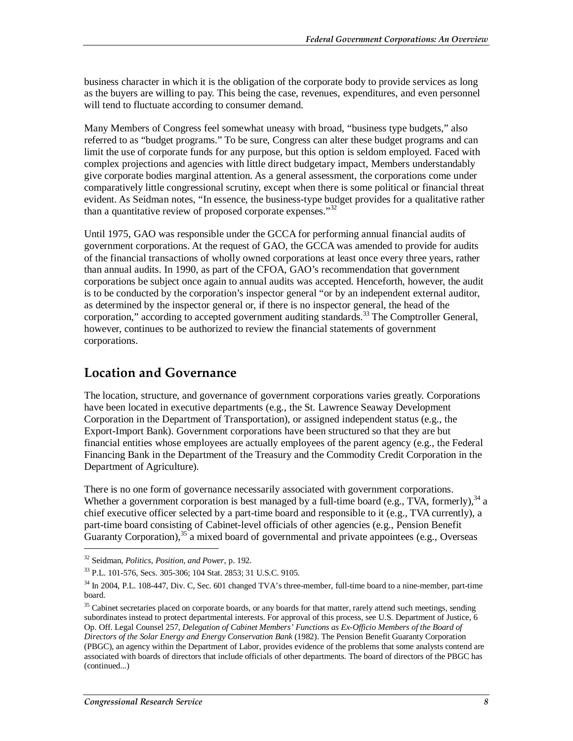business character in which it is the obligation of the corporate body to provide services as long as the buyers are willing to pay. This being the case, revenues, expenditures, and even personnel will tend to fluctuate according to consumer demand.

Many Members of Congress feel somewhat uneasy with broad, "business type budgets," also referred to as "budget programs." To be sure, Congress can alter these budget programs and can limit the use of corporate funds for any purpose, but this option is seldom employed. Faced with complex projections and agencies with little direct budgetary impact, Members understandably give corporate bodies marginal attention. As a general assessment, the corporations come under comparatively little congressional scrutiny, except when there is some political or financial threat evident. As Seidman notes, "In essence, the business-type budget provides for a qualitative rather than a quantitative review of proposed corporate expenses."[32]

Until 1975, GAO was responsible under the GCCA for performing annual financial audits of government corporations. At the request of GAO, the GCCA was amended to provide for audits of the financial transactions of wholly owned corporations at least once every three years, rather than annual audits. In 1990, as part of the CFOA, GAO's recommendation that government corporations be subject once again to annual audits was accepted. Henceforth, however, the audit is to be conducted by the corporation's inspector general "or by an independent external auditor, as determined by the inspector general or, if there is no inspector general, the head of the corporation," according to accepted government auditing standards.[33] The Comptroller General, however, continues to be authorized to review the financial statements of government corporations.

## Location and Governance

The location, structure, and governance of government corporations varies greatly. Corporations have been located in executive departments (e.g., the St. Lawrence Seaway Development Corporation in the Department of Transportation), or assigned independent status (e.g., the Export-Import Bank). Government corporations have been structured so that they are but financial entities whose employees are actually employees of the parent agency (e.g., the Federal Financing Bank in the Department of the Treasury and the Commodity Credit Corporation in the Department of Agriculture).

There is no one form of governance necessarily associated with government corporations. Whether a government corporation is best managed by a full-time board (e.g., TVA, formerly),[34] a chief executive officer selected by a part-time board and responsible to it (e.g., TVA currently), a part-time board consisting of Cabinet-level officials of other agencies (e.g., Pension Benefit Guaranty Corporation),[35] a mixed board of governmental and private appointees (e.g., Overseas

---

[32] Seidman, *Politics, Position, and Power*, p. 192.

[33] P.L. 101-576, Secs. 305-306; 104 Stat. 2853; 31 U.S.C. 9105.

[34] In 2004, P.L. 108-447, Div. C, Sec. 601 changed TVA's three-member, full-time board to a nine-member, part-time board.

[35] Cabinet secretaries placed on corporate boards, or any boards for that matter, rarely attend such meetings, sending subordinates instead to protect departmental interests. For approval of this process, see U.S. Department of Justice, 6 Op. Off. Legal Counsel 257, *Delegation of Cabinet Members' Functions as Ex-Officio Members of the Board of Directors of the Solar Energy and Energy Conservation Bank* (1982). The Pension Benefit Guaranty Corporation (PBGC), an agency within the Department of Labor, provides evidence of the problems that some analysts contend are associated with boards of directors that include officials of other departments. The board of directors of the PBGC has (continued...)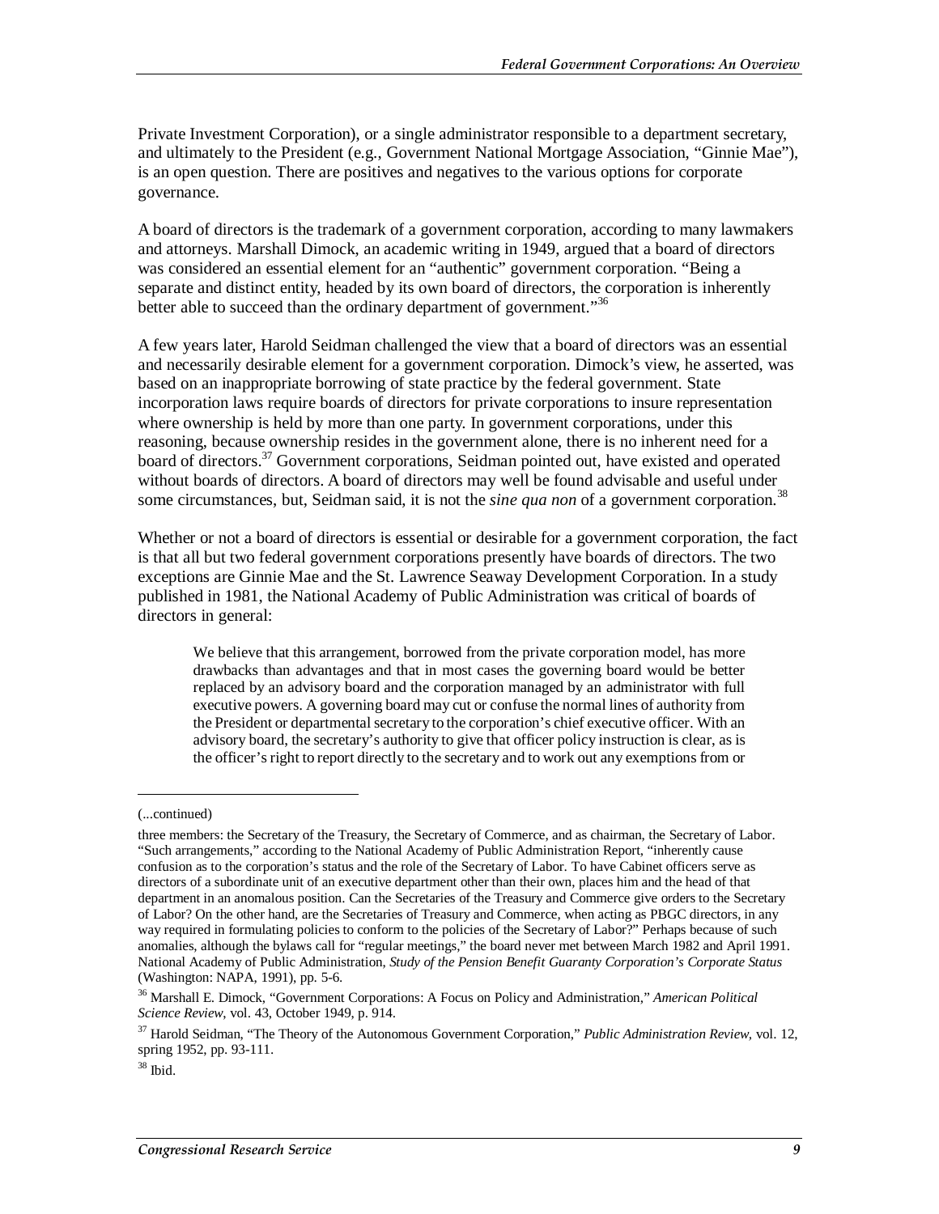Private Investment Corporation), or a single administrator responsible to a department secretary, and ultimately to the President (e.g., Government National Mortgage Association, "Ginnie Mae"), is an open question. There are positives and negatives to the various options for corporate governance.

A board of directors is the trademark of a government corporation, according to many lawmakers and attorneys. Marshall Dimock, an academic writing in 1949, argued that a board of directors was considered an essential element for an "authentic" government corporation. "Being a separate and distinct entity, headed by its own board of directors, the corporation is inherently better able to succeed than the ordinary department of government."[36]

A few years later, Harold Seidman challenged the view that a board of directors was an essential and necessarily desirable element for a government corporation. Dimock's view, he asserted, was based on an inappropriate borrowing of state practice by the federal government. State incorporation laws require boards of directors for private corporations to insure representation where ownership is held by more than one party. In government corporations, under this reasoning, because ownership resides in the government alone, there is no inherent need for a board of directors.[37] Government corporations, Seidman pointed out, have existed and operated without boards of directors. A board of directors may well be found advisable and useful under some circumstances, but, Seidman said, it is not the *sine qua non* of a government corporation.[38]

Whether or not a board of directors is essential or desirable for a government corporation, the fact is that all but two federal government corporations presently have boards of directors. The two exceptions are Ginnie Mae and the St. Lawrence Seaway Development Corporation. In a study published in 1981, the National Academy of Public Administration was critical of boards of directors in general:

> We believe that this arrangement, borrowed from the private corporation model, has more drawbacks than advantages and that in most cases the governing board would be better replaced by an advisory board and the corporation managed by an administrator with full executive powers. A governing board may cut or confuse the normal lines of authority from the President or departmental secretary to the corporation's chief executive officer. With an advisory board, the secretary's authority to give that officer policy instruction is clear, as is the officer's right to report directly to the secretary and to work out any exemptions from or

---

(...continued)

three members: the Secretary of the Treasury, the Secretary of Commerce, and as chairman, the Secretary of Labor. "Such arrangements," according to the National Academy of Public Administration Report, "inherently cause confusion as to the corporation's status and the role of the Secretary of Labor. To have Cabinet officers serve as directors of a subordinate unit of an executive department other than their own, places him and the head of that department in an anomalous position. Can the Secretaries of the Treasury and Commerce give orders to the Secretary of Labor? On the other hand, are the Secretaries of Treasury and Commerce, when acting as PBGC directors, in any way required in formulating policies to conform to the policies of the Secretary of Labor?" Perhaps because of such anomalies, although the bylaws call for "regular meetings," the board never met between March 1982 and April 1991. National Academy of Public Administration, *Study of the Pension Benefit Guaranty Corporation's Corporate Status* (Washington: NAPA, 1991), pp. 5-6.

[36] Marshall E. Dimock, "Government Corporations: A Focus on Policy and Administration," *American Political Science Review*, vol. 43, October 1949, p. 914.

[37] Harold Seidman, "The Theory of the Autonomous Government Corporation," *Public Administration Review,* vol. 12, spring 1952, pp. 93-111.

[38] Ibid.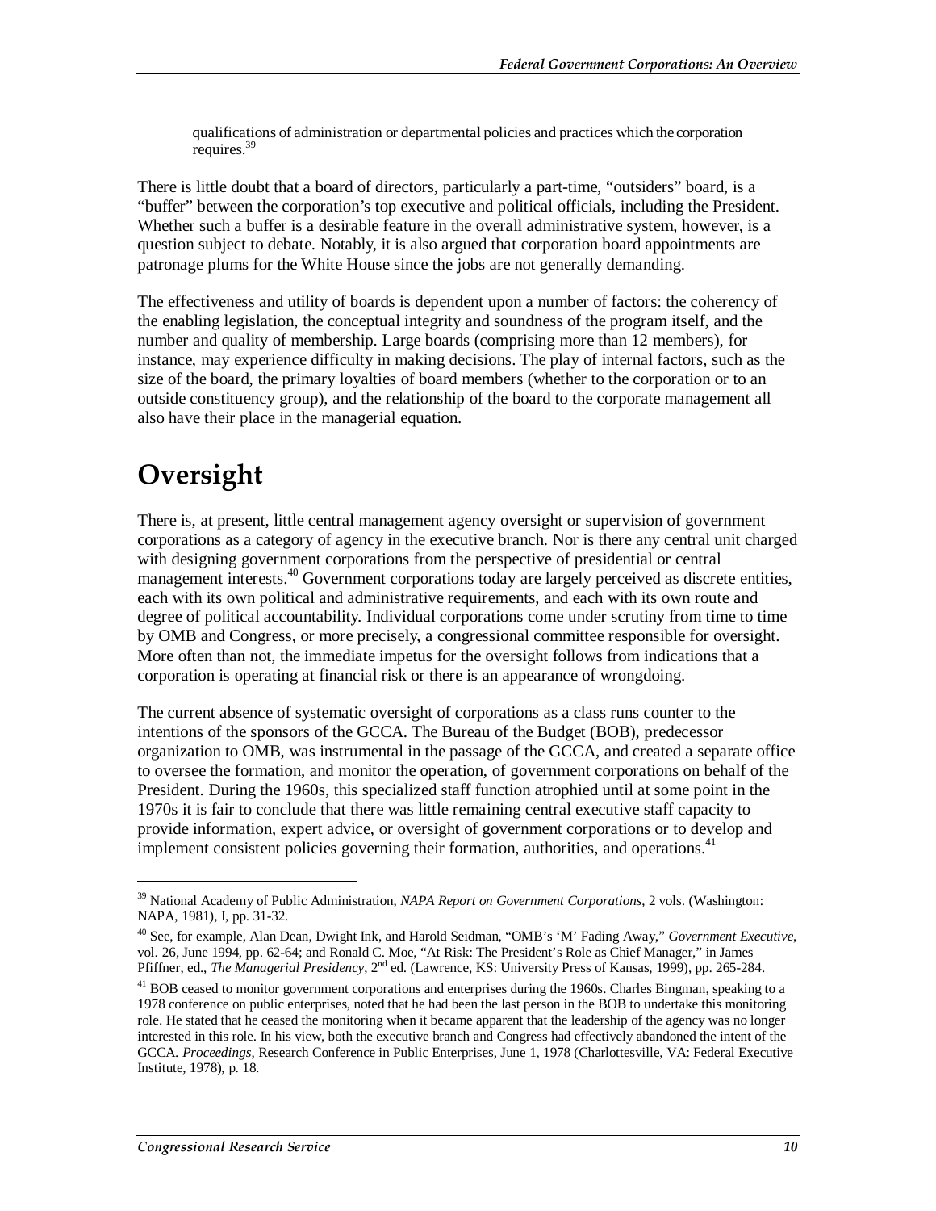qualifications of administration or departmental policies and practices which the corporation requires.[39]

There is little doubt that a board of directors, particularly a part-time, "outsiders" board, is a "buffer" between the corporation's top executive and political officials, including the President. Whether such a buffer is a desirable feature in the overall administrative system, however, is a question subject to debate. Notably, it is also argued that corporation board appointments are patronage plums for the White House since the jobs are not generally demanding.

The effectiveness and utility of boards is dependent upon a number of factors: the coherency of the enabling legislation, the conceptual integrity and soundness of the program itself, and the number and quality of membership. Large boards (comprising more than 12 members), for instance, may experience difficulty in making decisions. The play of internal factors, such as the size of the board, the primary loyalties of board members (whether to the corporation or to an outside constituency group), and the relationship of the board to the corporate management all also have their place in the managerial equation.

# Oversight

There is, at present, little central management agency oversight or supervision of government corporations as a category of agency in the executive branch. Nor is there any central unit charged with designing government corporations from the perspective of presidential or central management interests.[40] Government corporations today are largely perceived as discrete entities, each with its own political and administrative requirements, and each with its own route and degree of political accountability. Individual corporations come under scrutiny from time to time by OMB and Congress, or more precisely, a congressional committee responsible for oversight. More often than not, the immediate impetus for the oversight follows from indications that a corporation is operating at financial risk or there is an appearance of wrongdoing.

The current absence of systematic oversight of corporations as a class runs counter to the intentions of the sponsors of the GCCA. The Bureau of the Budget (BOB), predecessor organization to OMB, was instrumental in the passage of the GCCA, and created a separate office to oversee the formation, and monitor the operation, of government corporations on behalf of the President. During the 1960s, this specialized staff function atrophied until at some point in the 1970s it is fair to conclude that there was little remaining central executive staff capacity to provide information, expert advice, or oversight of government corporations or to develop and implement consistent policies governing their formation, authorities, and operations.[41]

---

[39] National Academy of Public Administration, *NAPA Report on Government Corporations*, 2 vols. (Washington: NAPA, 1981), I, pp. 31-32.

[40] See, for example, Alan Dean, Dwight Ink, and Harold Seidman, "OMB's 'M' Fading Away," *Government Executive*, vol. 26, June 1994, pp. 62-64; and Ronald C. Moe, "At Risk: The President's Role as Chief Manager," in James Pfiffner, ed., *The Managerial Presidency*, 2nd ed. (Lawrence, KS: University Press of Kansas, 1999), pp. 265-284.

[41] BOB ceased to monitor government corporations and enterprises during the 1960s. Charles Bingman, speaking to a 1978 conference on public enterprises, noted that he had been the last person in the BOB to undertake this monitoring role. He stated that he ceased the monitoring when it became apparent that the leadership of the agency was no longer interested in this role. In his view, both the executive branch and Congress had effectively abandoned the intent of the GCCA. *Proceedings*, Research Conference in Public Enterprises, June 1, 1978 (Charlottesville, VA: Federal Executive Institute, 1978), p. 18.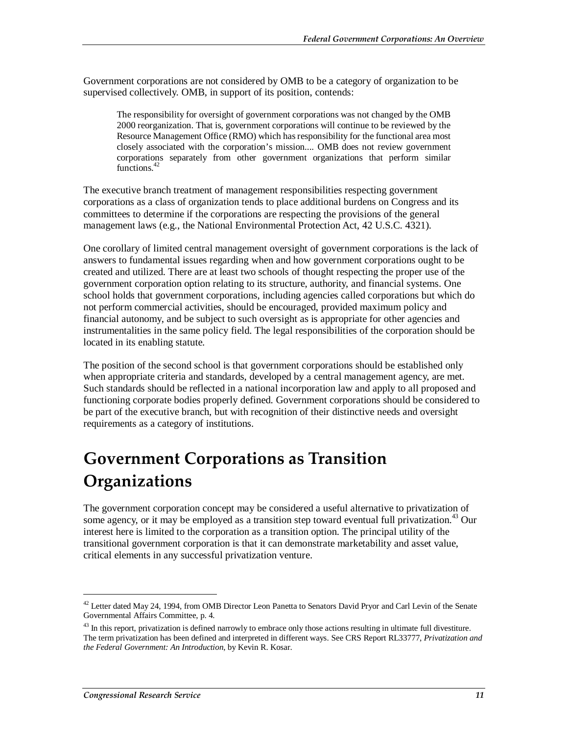Government corporations are not considered by OMB to be a category of organization to be supervised collectively. OMB, in support of its position, contends:

> The responsibility for oversight of government corporations was not changed by the OMB 2000 reorganization. That is, government corporations will continue to be reviewed by the Resource Management Office (RMO) which has responsibility for the functional area most closely associated with the corporation's mission.... OMB does not review government corporations separately from other government organizations that perform similar functions.[42]

The executive branch treatment of management responsibilities respecting government corporations as a class of organization tends to place additional burdens on Congress and its committees to determine if the corporations are respecting the provisions of the general management laws (e.g., the National Environmental Protection Act, 42 U.S.C. 4321).

One corollary of limited central management oversight of government corporations is the lack of answers to fundamental issues regarding when and how government corporations ought to be created and utilized. There are at least two schools of thought respecting the proper use of the government corporation option relating to its structure, authority, and financial systems. One school holds that government corporations, including agencies called corporations but which do not perform commercial activities, should be encouraged, provided maximum policy and financial autonomy, and be subject to such oversight as is appropriate for other agencies and instrumentalities in the same policy field. The legal responsibilities of the corporation should be located in its enabling statute.

The position of the second school is that government corporations should be established only when appropriate criteria and standards, developed by a central management agency, are met. Such standards should be reflected in a national incorporation law and apply to all proposed and functioning corporate bodies properly defined. Government corporations should be considered to be part of the executive branch, but with recognition of their distinctive needs and oversight requirements as a category of institutions.

# Government Corporations as Transition Organizations

The government corporation concept may be considered a useful alternative to privatization of some agency, or it may be employed as a transition step toward eventual full privatization.[43] Our interest here is limited to the corporation as a transition option. The principal utility of the transitional government corporation is that it can demonstrate marketability and asset value, critical elements in any successful privatization venture.

---

[42] Letter dated May 24, 1994, from OMB Director Leon Panetta to Senators David Pryor and Carl Levin of the Senate Governmental Affairs Committee, p. 4.

[43] In this report, privatization is defined narrowly to embrace only those actions resulting in ultimate full divestiture. The term privatization has been defined and interpreted in different ways. See CRS Report RL33777, *Privatization and the Federal Government: An Introduction*, by Kevin R. Kosar.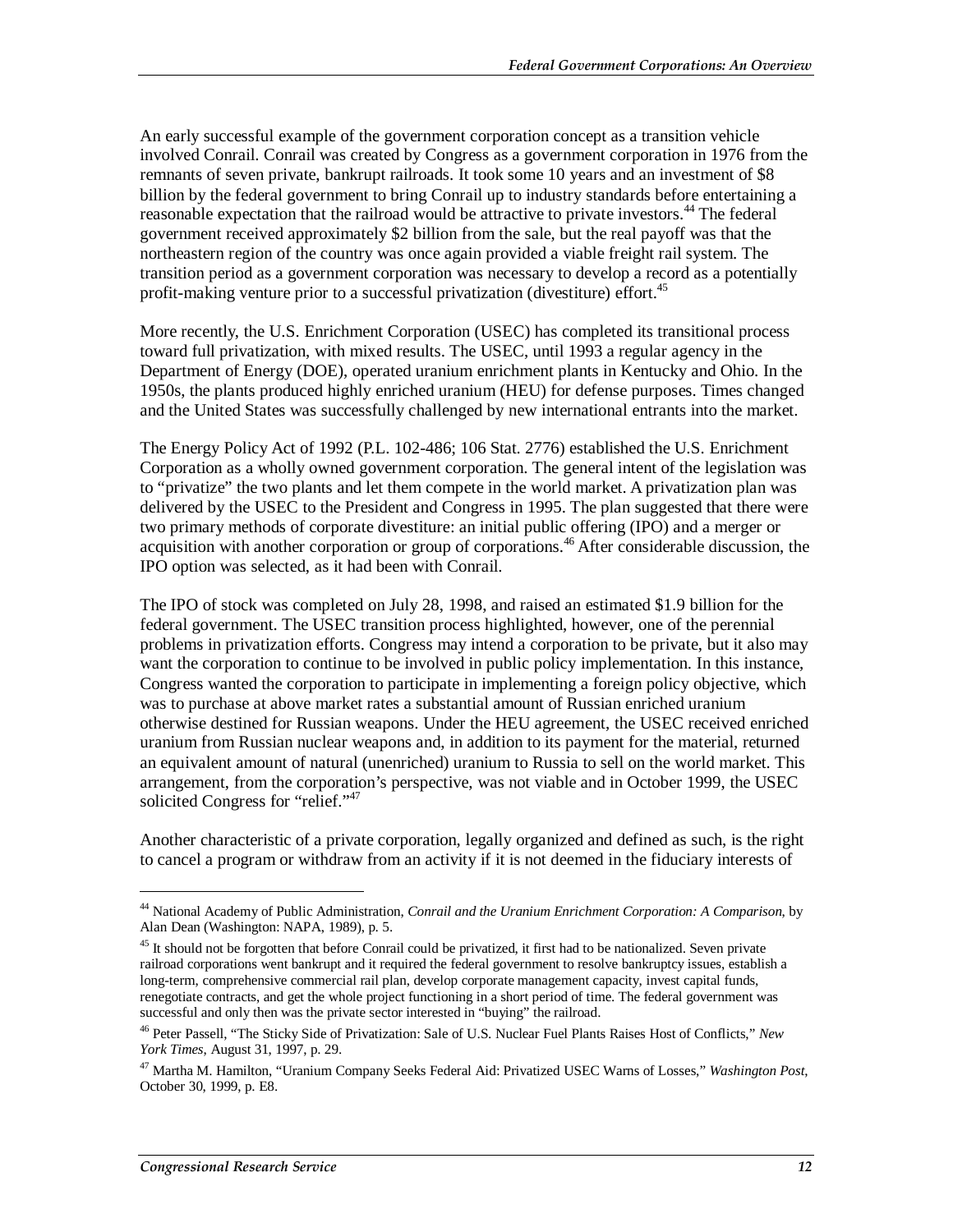An early successful example of the government corporation concept as a transition vehicle involved Conrail. Conrail was created by Congress as a government corporation in 1976 from the remnants of seven private, bankrupt railroads. It took some 10 years and an investment of $8 billion by the federal government to bring Conrail up to industry standards before entertaining a reasonable expectation that the railroad would be attractive to private investors.[44] The federal government received approximately $2 billion from the sale, but the real payoff was that the northeastern region of the country was once again provided a viable freight rail system. The transition period as a government corporation was necessary to develop a record as a potentially profit-making venture prior to a successful privatization (divestiture) effort.[45]

More recently, the U.S. Enrichment Corporation (USEC) has completed its transitional process toward full privatization, with mixed results. The USEC, until 1993 a regular agency in the Department of Energy (DOE), operated uranium enrichment plants in Kentucky and Ohio. In the 1950s, the plants produced highly enriched uranium (HEU) for defense purposes. Times changed and the United States was successfully challenged by new international entrants into the market.

The Energy Policy Act of 1992 (P.L. 102-486; 106 Stat. 2776) established the U.S. Enrichment Corporation as a wholly owned government corporation. The general intent of the legislation was to "privatize" the two plants and let them compete in the world market. A privatization plan was delivered by the USEC to the President and Congress in 1995. The plan suggested that there were two primary methods of corporate divestiture: an initial public offering (IPO) and a merger or acquisition with another corporation or group of corporations.[46] After considerable discussion, the IPO option was selected, as it had been with Conrail.

The IPO of stock was completed on July 28, 1998, and raised an estimated $1.9 billion for the federal government. The USEC transition process highlighted, however, one of the perennial problems in privatization efforts. Congress may intend a corporation to be private, but it also may want the corporation to continue to be involved in public policy implementation. In this instance, Congress wanted the corporation to participate in implementing a foreign policy objective, which was to purchase at above market rates a substantial amount of Russian enriched uranium otherwise destined for Russian weapons. Under the HEU agreement, the USEC received enriched uranium from Russian nuclear weapons and, in addition to its payment for the material, returned an equivalent amount of natural (unenriched) uranium to Russia to sell on the world market. This arrangement, from the corporation's perspective, was not viable and in October 1999, the USEC solicited Congress for "relief."[47]

Another characteristic of a private corporation, legally organized and defined as such, is the right to cancel a program or withdraw from an activity if it is not deemed in the fiduciary interests of

---

[44] National Academy of Public Administration, *Conrail and the Uranium Enrichment Corporation: A Comparison*, by Alan Dean (Washington: NAPA, 1989), p. 5.

[45] It should not be forgotten that before Conrail could be privatized, it first had to be nationalized. Seven private railroad corporations went bankrupt and it required the federal government to resolve bankruptcy issues, establish a long-term, comprehensive commercial rail plan, develop corporate management capacity, invest capital funds, renegotiate contracts, and get the whole project functioning in a short period of time. The federal government was successful and only then was the private sector interested in "buying" the railroad.

[46] Peter Passell, "The Sticky Side of Privatization: Sale of U.S. Nuclear Fuel Plants Raises Host of Conflicts," *New York Times*, August 31, 1997, p. 29.

[47] Martha M. Hamilton, "Uranium Company Seeks Federal Aid: Privatized USEC Warns of Losses," *Washington Post*, October 30, 1999, p. E8.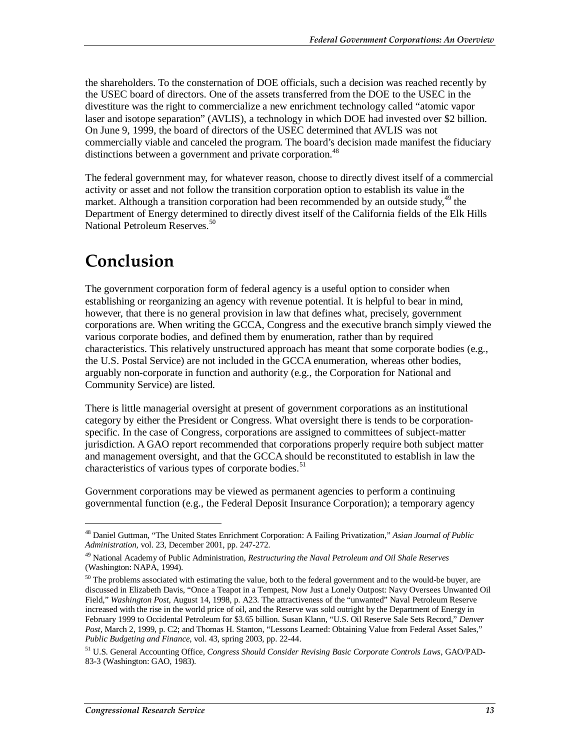the shareholders. To the consternation of DOE officials, such a decision was reached recently by the USEC board of directors. One of the assets transferred from the DOE to the USEC in the divestiture was the right to commercialize a new enrichment technology called "atomic vapor laser and isotope separation" (AVLIS), a technology in which DOE had invested over $2 billion. On June 9, 1999, the board of directors of the USEC determined that AVLIS was not commercially viable and canceled the program. The board's decision made manifest the fiduciary distinctions between a government and private corporation.[48]

The federal government may, for whatever reason, choose to directly divest itself of a commercial activity or asset and not follow the transition corporation option to establish its value in the market. Although a transition corporation had been recommended by an outside study,[49] the Department of Energy determined to directly divest itself of the California fields of the Elk Hills National Petroleum Reserves.[50]

# Conclusion

The government corporation form of federal agency is a useful option to consider when establishing or reorganizing an agency with revenue potential. It is helpful to bear in mind, however, that there is no general provision in law that defines what, precisely, government corporations are. When writing the GCCA, Congress and the executive branch simply viewed the various corporate bodies, and defined them by enumeration, rather than by required characteristics. This relatively unstructured approach has meant that some corporate bodies (e.g., the U.S. Postal Service) are not included in the GCCA enumeration, whereas other bodies, arguably non-corporate in function and authority (e.g., the Corporation for National and Community Service) are listed.

There is little managerial oversight at present of government corporations as an institutional category by either the President or Congress. What oversight there is tends to be corporation-specific. In the case of Congress, corporations are assigned to committees of subject-matter jurisdiction. A GAO report recommended that corporations properly require both subject matter and management oversight, and that the GCCA should be reconstituted to establish in law the characteristics of various types of corporate bodies.[51]

Government corporations may be viewed as permanent agencies to perform a continuing governmental function (e.g., the Federal Deposit Insurance Corporation); a temporary agency

---

[48] Daniel Guttman, "The United States Enrichment Corporation: A Failing Privatization," *Asian Journal of Public Administration,* vol. 23, December 2001, pp. 247-272.

[49] National Academy of Public Administration, *Restructuring the Naval Petroleum and Oil Shale Reserves* (Washington: NAPA, 1994).

[50] The problems associated with estimating the value, both to the federal government and to the would-be buyer, are discussed in Elizabeth Davis, "Once a Teapot in a Tempest, Now Just a Lonely Outpost: Navy Oversees Unwanted Oil Field," *Washington Post,* August 14, 1998, p. A23. The attractiveness of the "unwanted" Naval Petroleum Reserve increased with the rise in the world price of oil, and the Reserve was sold outright by the Department of Energy in February 1999 to Occidental Petroleum for $3.65 billion. Susan Klann, "U.S. Oil Reserve Sale Sets Record," *Denver Post,* March 2, 1999, p. C2; and Thomas H. Stanton, "Lessons Learned: Obtaining Value from Federal Asset Sales," *Public Budgeting and Finance,* vol. 43, spring 2003, pp. 22-44.

[51] U.S. General Accounting Office, *Congress Should Consider Revising Basic Corporate Controls Laws,* GAO/PAD-83-3 (Washington: GAO, 1983).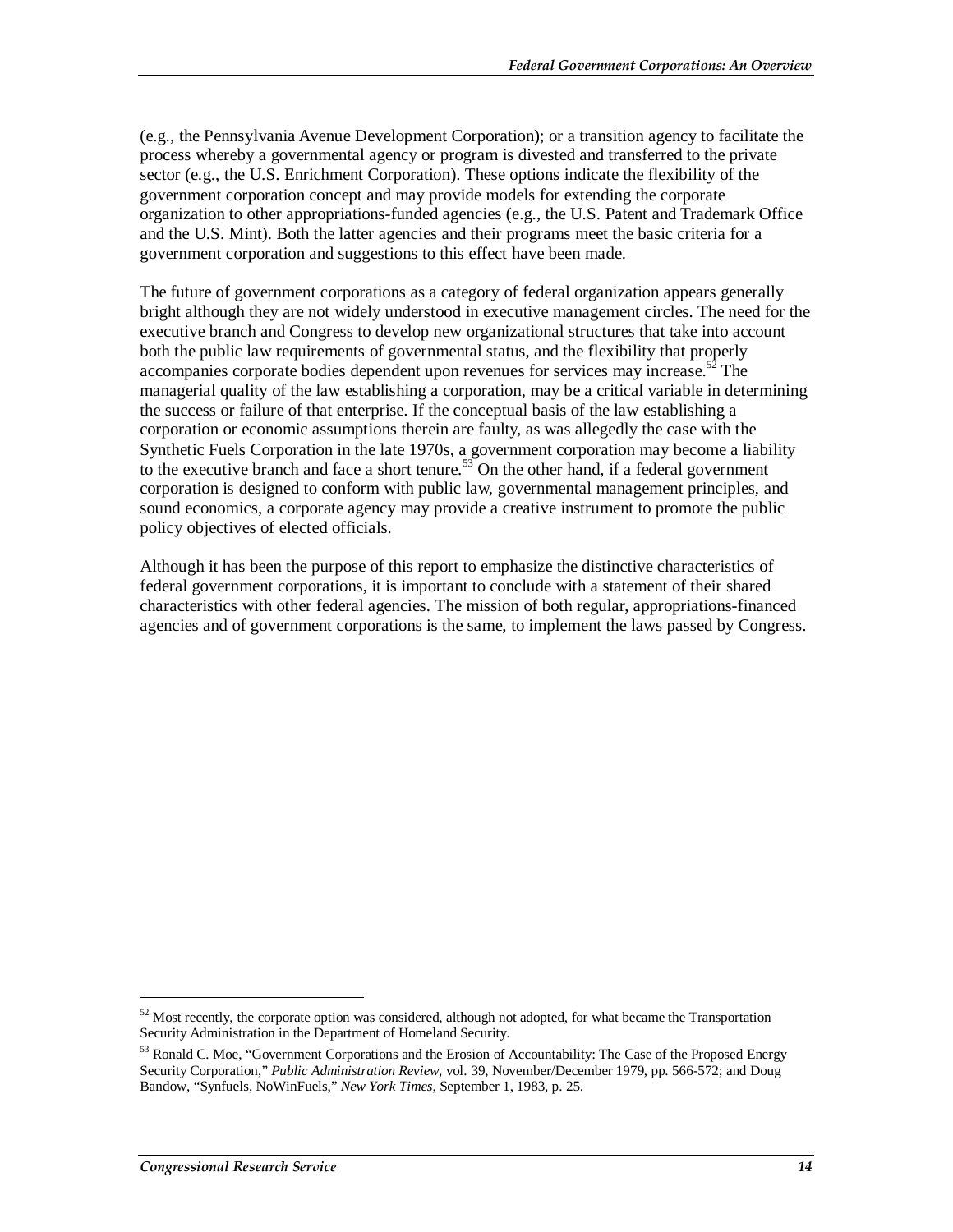(e.g., the Pennsylvania Avenue Development Corporation); or a transition agency to facilitate the process whereby a governmental agency or program is divested and transferred to the private sector (e.g., the U.S. Enrichment Corporation). These options indicate the flexibility of the government corporation concept and may provide models for extending the corporate organization to other appropriations-funded agencies (e.g., the U.S. Patent and Trademark Office and the U.S. Mint). Both the latter agencies and their programs meet the basic criteria for a government corporation and suggestions to this effect have been made.

The future of government corporations as a category of federal organization appears generally bright although they are not widely understood in executive management circles. The need for the executive branch and Congress to develop new organizational structures that take into account both the public law requirements of governmental status, and the flexibility that properly accompanies corporate bodies dependent upon revenues for services may increase.[52] The managerial quality of the law establishing a corporation, may be a critical variable in determining the success or failure of that enterprise. If the conceptual basis of the law establishing a corporation or economic assumptions therein are faulty, as was allegedly the case with the Synthetic Fuels Corporation in the late 1970s, a government corporation may become a liability to the executive branch and face a short tenure.[53] On the other hand, if a federal government corporation is designed to conform with public law, governmental management principles, and sound economics, a corporate agency may provide a creative instrument to promote the public policy objectives of elected officials.

Although it has been the purpose of this report to emphasize the distinctive characteristics of federal government corporations, it is important to conclude with a statement of their shared characteristics with other federal agencies. The mission of both regular, appropriations-financed agencies and of government corporations is the same, to implement the laws passed by Congress.

---

[52] Most recently, the corporate option was considered, although not adopted, for what became the Transportation Security Administration in the Department of Homeland Security.

[53] Ronald C. Moe, "Government Corporations and the Erosion of Accountability: The Case of the Proposed Energy Security Corporation," *Public Administration Review*, vol. 39, November/December 1979, pp. 566-572; and Doug Bandow, "Synfuels, NoWinFuels," *New York Times*, September 1, 1983, p. 25.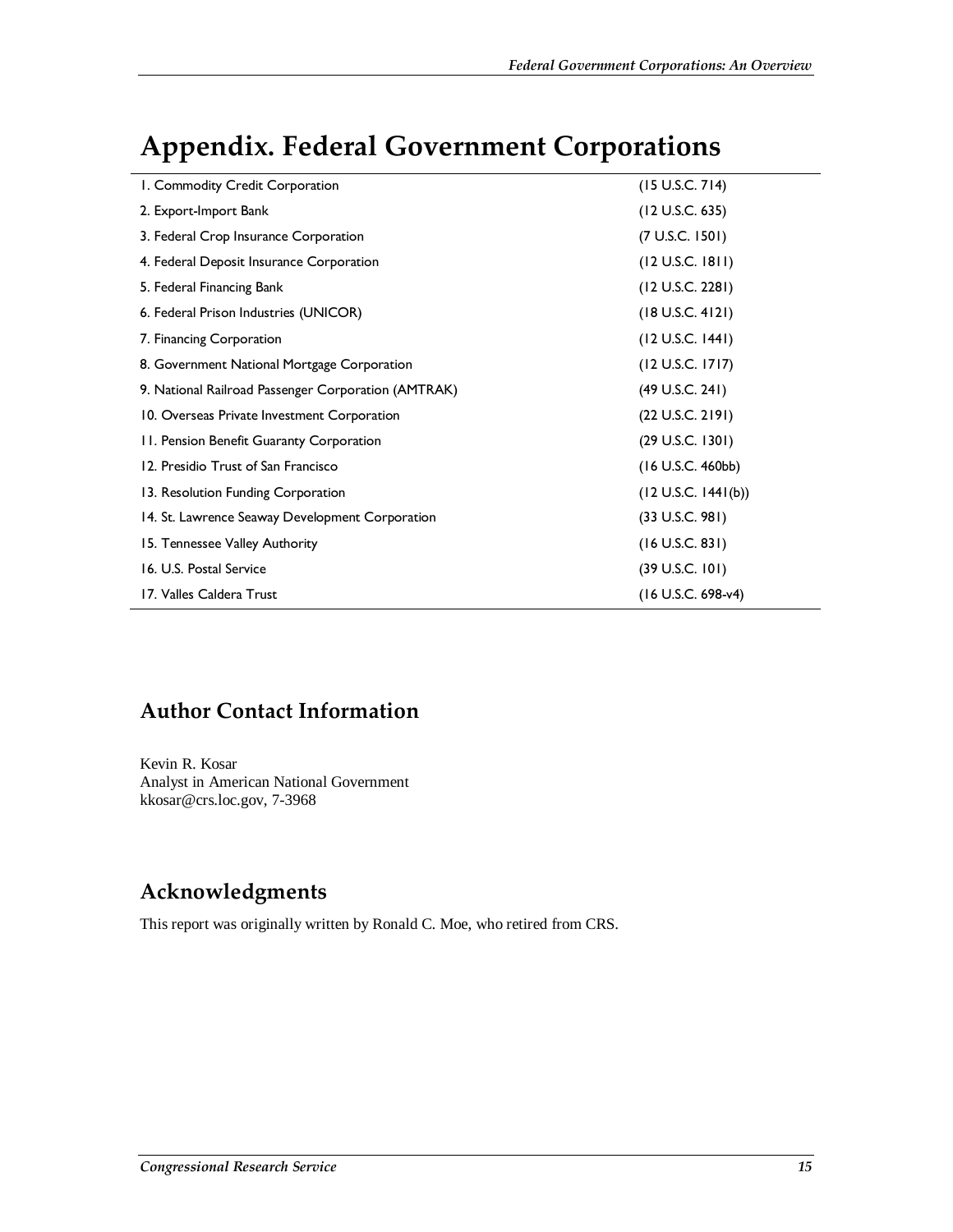# Appendix. Federal Government Corporations

| | |
|---|---|
| 1. Commodity Credit Corporation | (15 U.S.C. 714) |
| 2. Export-Import Bank | (12 U.S.C. 635) |
| 3. Federal Crop Insurance Corporation | (7 U.S.C. 1501) |
| 4. Federal Deposit Insurance Corporation | (12 U.S.C. 1811) |
| 5. Federal Financing Bank | (12 U.S.C. 2281) |
| 6. Federal Prison Industries (UNICOR) | (18 U.S.C. 4121) |
| 7. Financing Corporation | (12 U.S.C. 1441) |
| 8. Government National Mortgage Corporation | (12 U.S.C. 1717) |
| 9. National Railroad Passenger Corporation (AMTRAK) | (49 U.S.C. 241) |
| 10. Overseas Private Investment Corporation | (22 U.S.C. 2191) |
| 11. Pension Benefit Guaranty Corporation | (29 U.S.C. 1301) |
| 12. Presidio Trust of San Francisco | (16 U.S.C. 460bb) |
| 13. Resolution Funding Corporation | (12 U.S.C. 1441(b)) |
| 14. St. Lawrence Seaway Development Corporation | (33 U.S.C. 981) |
| 15. Tennessee Valley Authority | (16 U.S.C. 831) |
| 16. U.S. Postal Service | (39 U.S.C. 101) |
| 17. Valles Caldera Trust | (16 U.S.C. 698-v4) |

## Author Contact Information

Kevin R. Kosar
Analyst in American National Government
kkosar@crs.loc.gov, 7-3968

## Acknowledgments

This report was originally written by Ronald C. Moe, who retired from CRS.